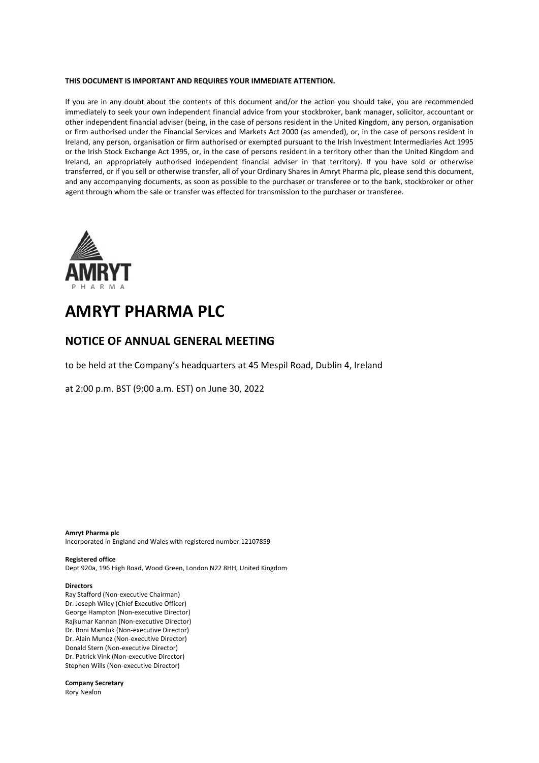**THIS DOCUMENT IS IMPORTANT AND REQUIRES YOUR IMMEDIATE ATTENTION.**

If you are in any doubt about the contents of this document and/or the action you should take, you are recommended immediately to seek your own independent financial advice from your stockbroker, bank manager, solicitor, accountant or other independent financial adviser (being, in the case of persons resident in the United Kingdom, any person, organisation or firm authorised under the Financial Services and Markets Act 2000 (as amended), or, in the case of persons resident in Ireland, any person, organisation or firm authorised or exempted pursuant to the Irish Investment Intermediaries Act 1995 or the Irish Stock Exchange Act 1995, or, in the case of persons resident in a territory other than the United Kingdom and Ireland, an appropriately authorised independent financial adviser in that territory). If you have sold or otherwise transferred, or if you sell or otherwise transfer, all of your Ordinary Shares in Amryt Pharma plc, please send this document, and any accompanying documents, as soon as possible to the purchaser or transferee or to the bank, stockbroker or other agent through whom the sale or transfer was effected for transmission to the purchaser or transferee.

AMRYT
PHARMA

# AMRYT PHARMA PLC

## NOTICE OF ANNUAL GENERAL MEETING

to be held at the Company's headquarters at 45 Mespil Road, Dublin 4, Ireland

at 2:00 p.m. BST (9:00 a.m. EST) on June 30, 2022

**Amryt Pharma plc**
Incorporated in England and Wales with registered number 12107859

**Registered office**
Dept 920a, 196 High Road, Wood Green, London N22 8HH, United Kingdom

**Directors**
Ray Stafford (Non-executive Chairman)
Dr. Joseph Wiley (Chief Executive Officer)
George Hampton (Non-executive Director)
Rajkumar Kannan (Non-executive Director)
Dr. Roni Mamluk (Non-executive Director)
Dr. Alain Munoz (Non-executive Director)
Donald Stern (Non-executive Director)
Dr. Patrick Vink (Non-executive Director)
Stephen Wills (Non-executive Director)

**Company Secretary**
Rory Nealon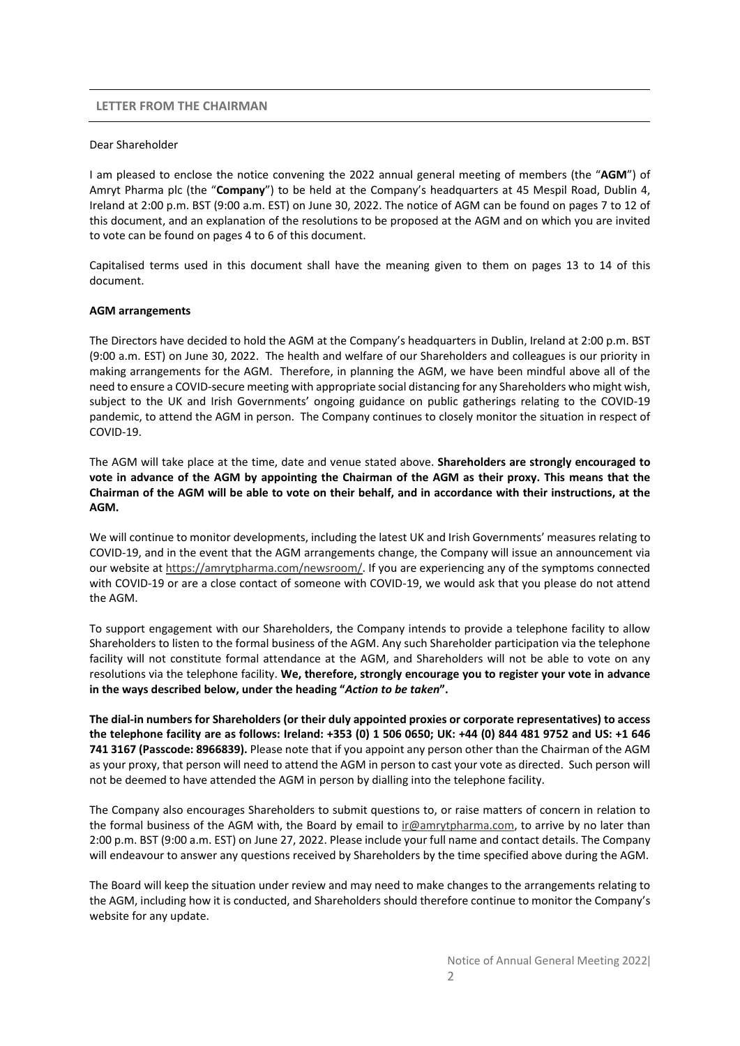## LETTER FROM THE CHAIRMAN

Dear Shareholder

I am pleased to enclose the notice convening the 2022 annual general meeting of members (the "**AGM**") of Amryt Pharma plc (the "**Company**") to be held at the Company's headquarters at 45 Mespil Road, Dublin 4, Ireland at 2:00 p.m. BST (9:00 a.m. EST) on June 30, 2022. The notice of AGM can be found on pages 7 to 12 of this document, and an explanation of the resolutions to be proposed at the AGM and on which you are invited to vote can be found on pages 4 to 6 of this document.

Capitalised terms used in this document shall have the meaning given to them on pages 13 to 14 of this document.

**AGM arrangements**

The Directors have decided to hold the AGM at the Company's headquarters in Dublin, Ireland at 2:00 p.m. BST (9:00 a.m. EST) on June 30, 2022. The health and welfare of our Shareholders and colleagues is our priority in making arrangements for the AGM. Therefore, in planning the AGM, we have been mindful above all of the need to ensure a COVID-secure meeting with appropriate social distancing for any Shareholders who might wish, subject to the UK and Irish Governments' ongoing guidance on public gatherings relating to the COVID-19 pandemic, to attend the AGM in person. The Company continues to closely monitor the situation in respect of COVID-19.

The AGM will take place at the time, date and venue stated above. **Shareholders are strongly encouraged to vote in advance of the AGM by appointing the Chairman of the AGM as their proxy. This means that the Chairman of the AGM will be able to vote on their behalf, and in accordance with their instructions, at the AGM.**

We will continue to monitor developments, including the latest UK and Irish Governments' measures relating to COVID-19, and in the event that the AGM arrangements change, the Company will issue an announcement via our website at https://amrytpharma.com/newsroom/. If you are experiencing any of the symptoms connected with COVID-19 or are a close contact of someone with COVID-19, we would ask that you please do not attend the AGM.

To support engagement with our Shareholders, the Company intends to provide a telephone facility to allow Shareholders to listen to the formal business of the AGM. Any such Shareholder participation via the telephone facility will not constitute formal attendance at the AGM, and Shareholders will not be able to vote on any resolutions via the telephone facility. **We, therefore, strongly encourage you to register your vote in advance in the ways described below, under the heading "*Action to be taken*".**

**The dial-in numbers for Shareholders (or their duly appointed proxies or corporate representatives) to access the telephone facility are as follows: Ireland: +353 (0) 1 506 0650; UK: +44 (0) 844 481 9752 and US: +1 646 741 3167 (Passcode: 8966839).** Please note that if you appoint any person other than the Chairman of the AGM as your proxy, that person will need to attend the AGM in person to cast your vote as directed. Such person will not be deemed to have attended the AGM in person by dialling into the telephone facility.

The Company also encourages Shareholders to submit questions to, or raise matters of concern in relation to the formal business of the AGM with, the Board by email to ir@amrytpharma.com, to arrive by no later than 2:00 p.m. BST (9:00 a.m. EST) on June 27, 2022. Please include your full name and contact details. The Company will endeavour to answer any questions received by Shareholders by the time specified above during the AGM.

The Board will keep the situation under review and may need to make changes to the arrangements relating to the AGM, including how it is conducted, and Shareholders should therefore continue to monitor the Company's website for any update.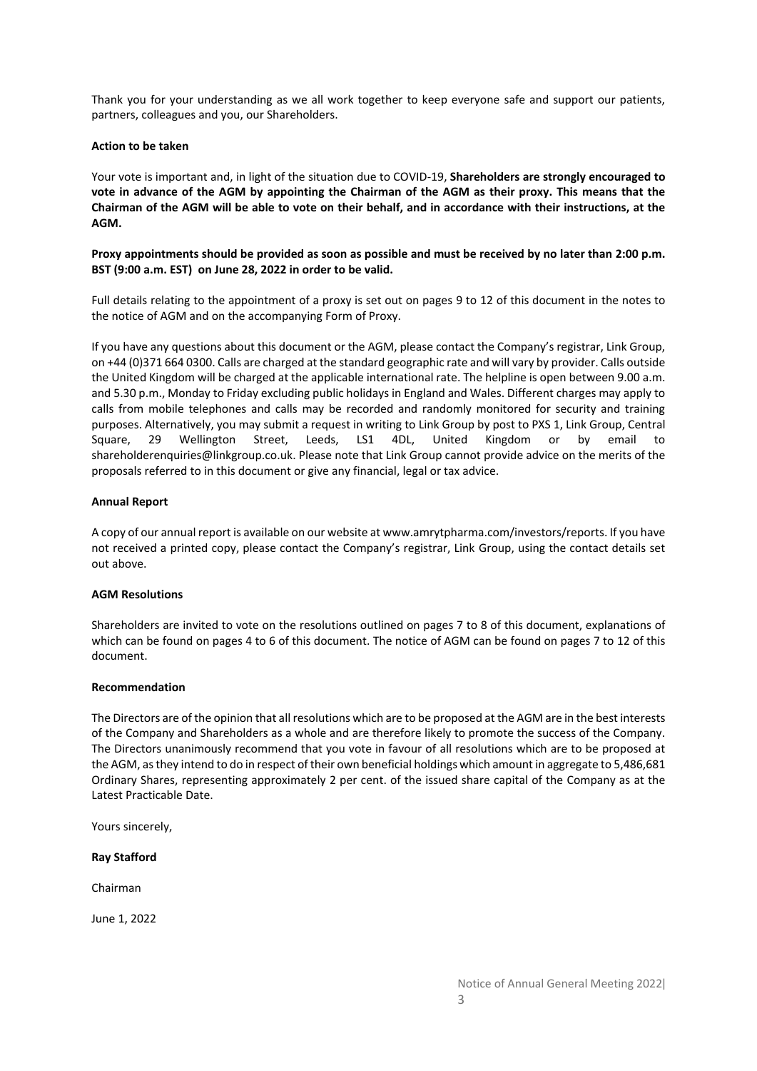Thank you for your understanding as we all work together to keep everyone safe and support our patients, partners, colleagues and you, our Shareholders.

**Action to be taken**

Your vote is important and, in light of the situation due to COVID-19, **Shareholders are strongly encouraged to vote in advance of the AGM by appointing the Chairman of the AGM as their proxy. This means that the Chairman of the AGM will be able to vote on their behalf, and in accordance with their instructions, at the AGM.**

**Proxy appointments should be provided as soon as possible and must be received by no later than 2:00 p.m. BST (9:00 a.m. EST) on June 28, 2022 in order to be valid.**

Full details relating to the appointment of a proxy is set out on pages 9 to 12 of this document in the notes to the notice of AGM and on the accompanying Form of Proxy.

If you have any questions about this document or the AGM, please contact the Company's registrar, Link Group, on +44 (0)371 664 0300. Calls are charged at the standard geographic rate and will vary by provider. Calls outside the United Kingdom will be charged at the applicable international rate. The helpline is open between 9.00 a.m. and 5.30 p.m., Monday to Friday excluding public holidays in England and Wales. Different charges may apply to calls from mobile telephones and calls may be recorded and randomly monitored for security and training purposes. Alternatively, you may submit a request in writing to Link Group by post to PXS 1, Link Group, Central Square, 29 Wellington Street, Leeds, LS1 4DL, United Kingdom or by email to shareholderenquiries@linkgroup.co.uk. Please note that Link Group cannot provide advice on the merits of the proposals referred to in this document or give any financial, legal or tax advice.

**Annual Report**

A copy of our annual report is available on our website at www.amrytpharma.com/investors/reports. If you have not received a printed copy, please contact the Company's registrar, Link Group, using the contact details set out above.

**AGM Resolutions**

Shareholders are invited to vote on the resolutions outlined on pages 7 to 8 of this document, explanations of which can be found on pages 4 to 6 of this document. The notice of AGM can be found on pages 7 to 12 of this document.

**Recommendation**

The Directors are of the opinion that all resolutions which are to be proposed at the AGM are in the best interests of the Company and Shareholders as a whole and are therefore likely to promote the success of the Company. The Directors unanimously recommend that you vote in favour of all resolutions which are to be proposed at the AGM, as they intend to do in respect of their own beneficial holdings which amount in aggregate to 5,486,681 Ordinary Shares, representing approximately 2 per cent. of the issued share capital of the Company as at the Latest Practicable Date.

Yours sincerely,

**Ray Stafford**

Chairman

June 1, 2022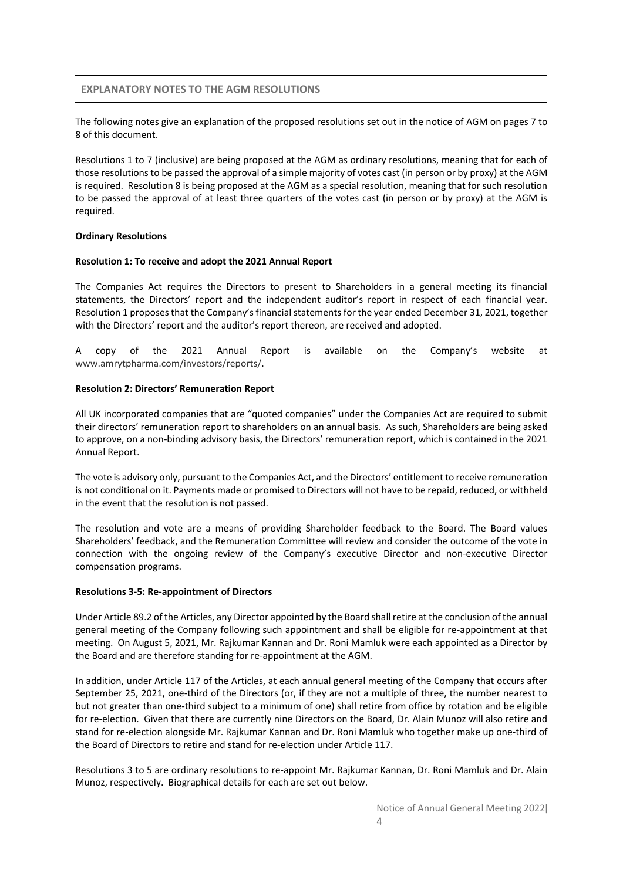## EXPLANATORY NOTES TO THE AGM RESOLUTIONS

The following notes give an explanation of the proposed resolutions set out in the notice of AGM on pages 7 to 8 of this document.

Resolutions 1 to 7 (inclusive) are being proposed at the AGM as ordinary resolutions, meaning that for each of those resolutions to be passed the approval of a simple majority of votes cast (in person or by proxy) at the AGM is required. Resolution 8 is being proposed at the AGM as a special resolution, meaning that for such resolution to be passed the approval of at least three quarters of the votes cast (in person or by proxy) at the AGM is required.

### Ordinary Resolutions

#### Resolution 1: To receive and adopt the 2021 Annual Report

The Companies Act requires the Directors to present to Shareholders in a general meeting its financial statements, the Directors' report and the independent auditor's report in respect of each financial year. Resolution 1 proposes that the Company's financial statements for the year ended December 31, 2021, together with the Directors' report and the auditor's report thereon, are received and adopted.

A copy of the 2021 Annual Report is available on the Company's website at www.amrytpharma.com/investors/reports/.

#### Resolution 2: Directors' Remuneration Report

All UK incorporated companies that are "quoted companies" under the Companies Act are required to submit their directors' remuneration report to shareholders on an annual basis. As such, Shareholders are being asked to approve, on a non-binding advisory basis, the Directors' remuneration report, which is contained in the 2021 Annual Report.

The vote is advisory only, pursuant to the Companies Act, and the Directors' entitlement to receive remuneration is not conditional on it. Payments made or promised to Directors will not have to be repaid, reduced, or withheld in the event that the resolution is not passed.

The resolution and vote are a means of providing Shareholder feedback to the Board. The Board values Shareholders' feedback, and the Remuneration Committee will review and consider the outcome of the vote in connection with the ongoing review of the Company's executive Director and non-executive Director compensation programs.

#### Resolutions 3-5: Re-appointment of Directors

Under Article 89.2 of the Articles, any Director appointed by the Board shall retire at the conclusion of the annual general meeting of the Company following such appointment and shall be eligible for re-appointment at that meeting. On August 5, 2021, Mr. Rajkumar Kannan and Dr. Roni Mamluk were each appointed as a Director by the Board and are therefore standing for re-appointment at the AGM.

In addition, under Article 117 of the Articles, at each annual general meeting of the Company that occurs after September 25, 2021, one-third of the Directors (or, if they are not a multiple of three, the number nearest to but not greater than one-third subject to a minimum of one) shall retire from office by rotation and be eligible for re-election. Given that there are currently nine Directors on the Board, Dr. Alain Munoz will also retire and stand for re-election alongside Mr. Rajkumar Kannan and Dr. Roni Mamluk who together make up one-third of the Board of Directors to retire and stand for re-election under Article 117.

Resolutions 3 to 5 are ordinary resolutions to re-appoint Mr. Rajkumar Kannan, Dr. Roni Mamluk and Dr. Alain Munoz, respectively. Biographical details for each are set out below.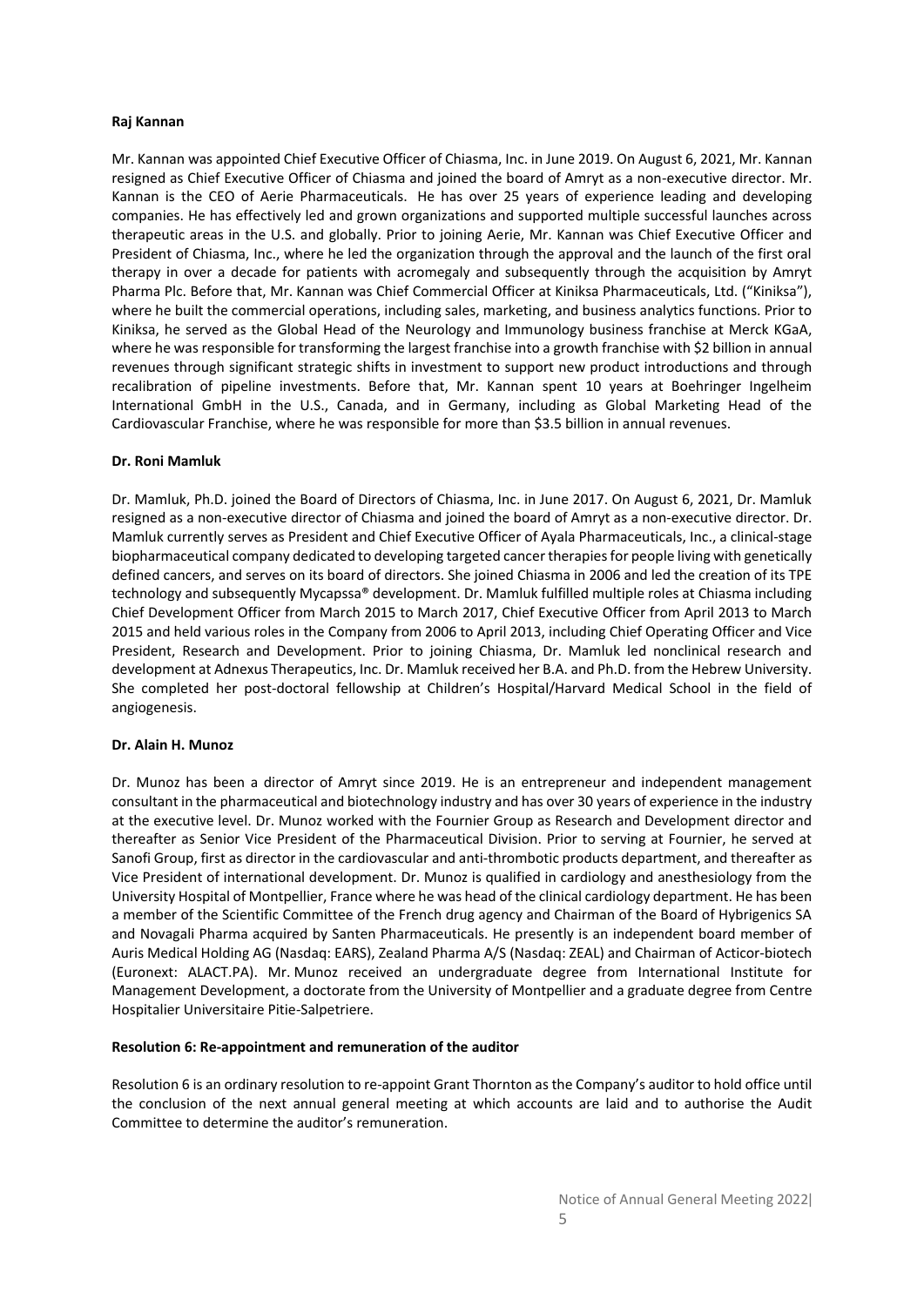**Raj Kannan**

Mr. Kannan was appointed Chief Executive Officer of Chiasma, Inc. in June 2019. On August 6, 2021, Mr. Kannan resigned as Chief Executive Officer of Chiasma and joined the board of Amryt as a non-executive director. Mr. Kannan is the CEO of Aerie Pharmaceuticals. He has over 25 years of experience leading and developing companies. He has effectively led and grown organizations and supported multiple successful launches across therapeutic areas in the U.S. and globally. Prior to joining Aerie, Mr. Kannan was Chief Executive Officer and President of Chiasma, Inc., where he led the organization through the approval and the launch of the first oral therapy in over a decade for patients with acromegaly and subsequently through the acquisition by Amryt Pharma Plc. Before that, Mr. Kannan was Chief Commercial Officer at Kiniksa Pharmaceuticals, Ltd. ("Kiniksa"), where he built the commercial operations, including sales, marketing, and business analytics functions. Prior to Kiniksa, he served as the Global Head of the Neurology and Immunology business franchise at Merck KGaA, where he was responsible for transforming the largest franchise into a growth franchise with $2 billion in annual revenues through significant strategic shifts in investment to support new product introductions and through recalibration of pipeline investments. Before that, Mr. Kannan spent 10 years at Boehringer Ingelheim International GmbH in the U.S., Canada, and in Germany, including as Global Marketing Head of the Cardiovascular Franchise, where he was responsible for more than $3.5 billion in annual revenues.

**Dr. Roni Mamluk**

Dr. Mamluk, Ph.D. joined the Board of Directors of Chiasma, Inc. in June 2017. On August 6, 2021, Dr. Mamluk resigned as a non-executive director of Chiasma and joined the board of Amryt as a non-executive director. Dr. Mamluk currently serves as President and Chief Executive Officer of Ayala Pharmaceuticals, Inc., a clinical-stage biopharmaceutical company dedicated to developing targeted cancer therapies for people living with genetically defined cancers, and serves on its board of directors. She joined Chiasma in 2006 and led the creation of its TPE technology and subsequently Mycapssa® development. Dr. Mamluk fulfilled multiple roles at Chiasma including Chief Development Officer from March 2015 to March 2017, Chief Executive Officer from April 2013 to March 2015 and held various roles in the Company from 2006 to April 2013, including Chief Operating Officer and Vice President, Research and Development. Prior to joining Chiasma, Dr. Mamluk led nonclinical research and development at Adnexus Therapeutics, Inc. Dr. Mamluk received her B.A. and Ph.D. from the Hebrew University. She completed her post-doctoral fellowship at Children's Hospital/Harvard Medical School in the field of angiogenesis.

**Dr. Alain H. Munoz**

Dr. Munoz has been a director of Amryt since 2019. He is an entrepreneur and independent management consultant in the pharmaceutical and biotechnology industry and has over 30 years of experience in the industry at the executive level. Dr. Munoz worked with the Fournier Group as Research and Development director and thereafter as Senior Vice President of the Pharmaceutical Division. Prior to serving at Fournier, he served at Sanofi Group, first as director in the cardiovascular and anti-thrombotic products department, and thereafter as Vice President of international development. Dr. Munoz is qualified in cardiology and anesthesiology from the University Hospital of Montpellier, France where he was head of the clinical cardiology department. He has been a member of the Scientific Committee of the French drug agency and Chairman of the Board of Hybrigenics SA and Novagali Pharma acquired by Santen Pharmaceuticals. He presently is an independent board member of Auris Medical Holding AG (Nasdaq: EARS), Zealand Pharma A/S (Nasdaq: ZEAL) and Chairman of Acticor-biotech (Euronext: ALACT.PA). Mr. Munoz received an undergraduate degree from International Institute for Management Development, a doctorate from the University of Montpellier and a graduate degree from Centre Hospitalier Universitaire Pitie-Salpetriere.

**Resolution 6: Re-appointment and remuneration of the auditor**

Resolution 6 is an ordinary resolution to re-appoint Grant Thornton as the Company's auditor to hold office until the conclusion of the next annual general meeting at which accounts are laid and to authorise the Audit Committee to determine the auditor's remuneration.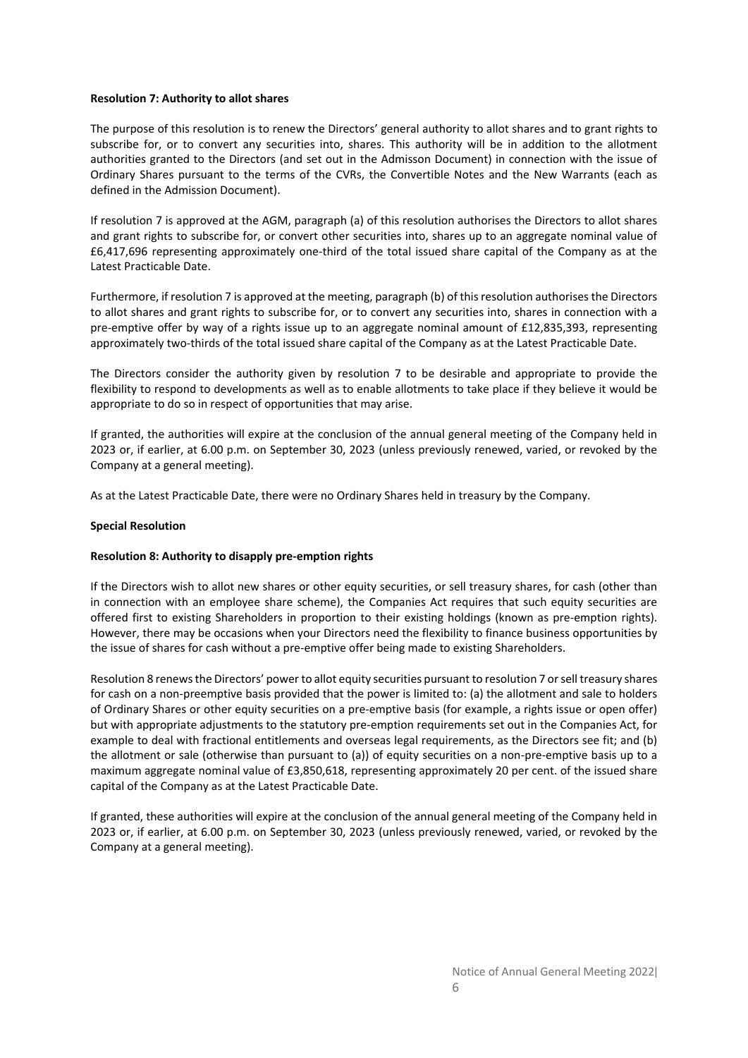**Resolution 7: Authority to allot shares**

The purpose of this resolution is to renew the Directors' general authority to allot shares and to grant rights to subscribe for, or to convert any securities into, shares. This authority will be in addition to the allotment authorities granted to the Directors (and set out in the Admisson Document) in connection with the issue of Ordinary Shares pursuant to the terms of the CVRs, the Convertible Notes and the New Warrants (each as defined in the Admission Document).

If resolution 7 is approved at the AGM, paragraph (a) of this resolution authorises the Directors to allot shares and grant rights to subscribe for, or convert other securities into, shares up to an aggregate nominal value of £6,417,696 representing approximately one-third of the total issued share capital of the Company as at the Latest Practicable Date.

Furthermore, if resolution 7 is approved at the meeting, paragraph (b) of this resolution authorises the Directors to allot shares and grant rights to subscribe for, or to convert any securities into, shares in connection with a pre-emptive offer by way of a rights issue up to an aggregate nominal amount of £12,835,393, representing approximately two-thirds of the total issued share capital of the Company as at the Latest Practicable Date.

The Directors consider the authority given by resolution 7 to be desirable and appropriate to provide the flexibility to respond to developments as well as to enable allotments to take place if they believe it would be appropriate to do so in respect of opportunities that may arise.

If granted, the authorities will expire at the conclusion of the annual general meeting of the Company held in 2023 or, if earlier, at 6.00 p.m. on September 30, 2023 (unless previously renewed, varied, or revoked by the Company at a general meeting).

As at the Latest Practicable Date, there were no Ordinary Shares held in treasury by the Company.

**Special Resolution**

**Resolution 8: Authority to disapply pre-emption rights**

If the Directors wish to allot new shares or other equity securities, or sell treasury shares, for cash (other than in connection with an employee share scheme), the Companies Act requires that such equity securities are offered first to existing Shareholders in proportion to their existing holdings (known as pre-emption rights). However, there may be occasions when your Directors need the flexibility to finance business opportunities by the issue of shares for cash without a pre-emptive offer being made to existing Shareholders.

Resolution 8 renews the Directors' power to allot equity securities pursuant to resolution 7 or sell treasury shares for cash on a non-preemptive basis provided that the power is limited to: (a) the allotment and sale to holders of Ordinary Shares or other equity securities on a pre-emptive basis (for example, a rights issue or open offer) but with appropriate adjustments to the statutory pre-emption requirements set out in the Companies Act, for example to deal with fractional entitlements and overseas legal requirements, as the Directors see fit; and (b) the allotment or sale (otherwise than pursuant to (a)) of equity securities on a non-pre-emptive basis up to a maximum aggregate nominal value of £3,850,618, representing approximately 20 per cent. of the issued share capital of the Company as at the Latest Practicable Date.

If granted, these authorities will expire at the conclusion of the annual general meeting of the Company held in 2023 or, if earlier, at 6.00 p.m. on September 30, 2023 (unless previously renewed, varied, or revoked by the Company at a general meeting).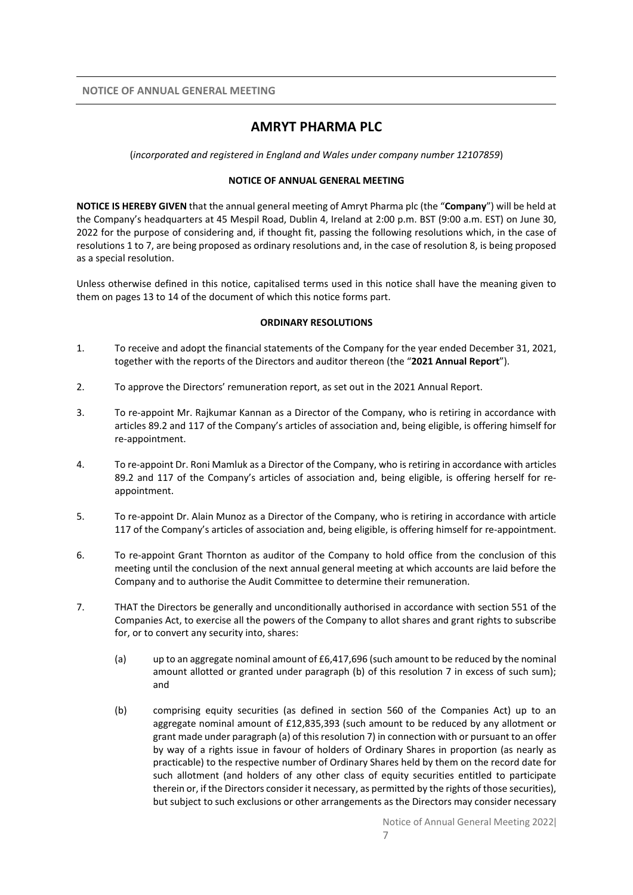NOTICE OF ANNUAL GENERAL MEETING

# AMRYT PHARMA PLC

(*incorporated and registered in England and Wales under company number 12107859*)

**NOTICE OF ANNUAL GENERAL MEETING**

**NOTICE IS HEREBY GIVEN** that the annual general meeting of Amryt Pharma plc (the "**Company**") will be held at the Company's headquarters at 45 Mespil Road, Dublin 4, Ireland at 2:00 p.m. BST (9:00 a.m. EST) on June 30, 2022 for the purpose of considering and, if thought fit, passing the following resolutions which, in the case of resolutions 1 to 7, are being proposed as ordinary resolutions and, in the case of resolution 8, is being proposed as a special resolution.

Unless otherwise defined in this notice, capitalised terms used in this notice shall have the meaning given to them on pages 13 to 14 of the document of which this notice forms part.

**ORDINARY RESOLUTIONS**

1. To receive and adopt the financial statements of the Company for the year ended December 31, 2021, together with the reports of the Directors and auditor thereon (the "**2021 Annual Report**").

2. To approve the Directors' remuneration report, as set out in the 2021 Annual Report.

3. To re-appoint Mr. Rajkumar Kannan as a Director of the Company, who is retiring in accordance with articles 89.2 and 117 of the Company's articles of association and, being eligible, is offering himself for re-appointment.

4. To re-appoint Dr. Roni Mamluk as a Director of the Company, who is retiring in accordance with articles 89.2 and 117 of the Company's articles of association and, being eligible, is offering herself for re-appointment.

5. To re-appoint Dr. Alain Munoz as a Director of the Company, who is retiring in accordance with article 117 of the Company's articles of association and, being eligible, is offering himself for re-appointment.

6. To re-appoint Grant Thornton as auditor of the Company to hold office from the conclusion of this meeting until the conclusion of the next annual general meeting at which accounts are laid before the Company and to authorise the Audit Committee to determine their remuneration.

7. THAT the Directors be generally and unconditionally authorised in accordance with section 551 of the Companies Act, to exercise all the powers of the Company to allot shares and grant rights to subscribe for, or to convert any security into, shares:

   (a) up to an aggregate nominal amount of £6,417,696 (such amount to be reduced by the nominal amount allotted or granted under paragraph (b) of this resolution 7 in excess of such sum); and

   (b) comprising equity securities (as defined in section 560 of the Companies Act) up to an aggregate nominal amount of £12,835,393 (such amount to be reduced by any allotment or grant made under paragraph (a) of this resolution 7) in connection with or pursuant to an offer by way of a rights issue in favour of holders of Ordinary Shares in proportion (as nearly as practicable) to the respective number of Ordinary Shares held by them on the record date for such allotment (and holders of any other class of equity securities entitled to participate therein or, if the Directors consider it necessary, as permitted by the rights of those securities), but subject to such exclusions or other arrangements as the Directors may consider necessary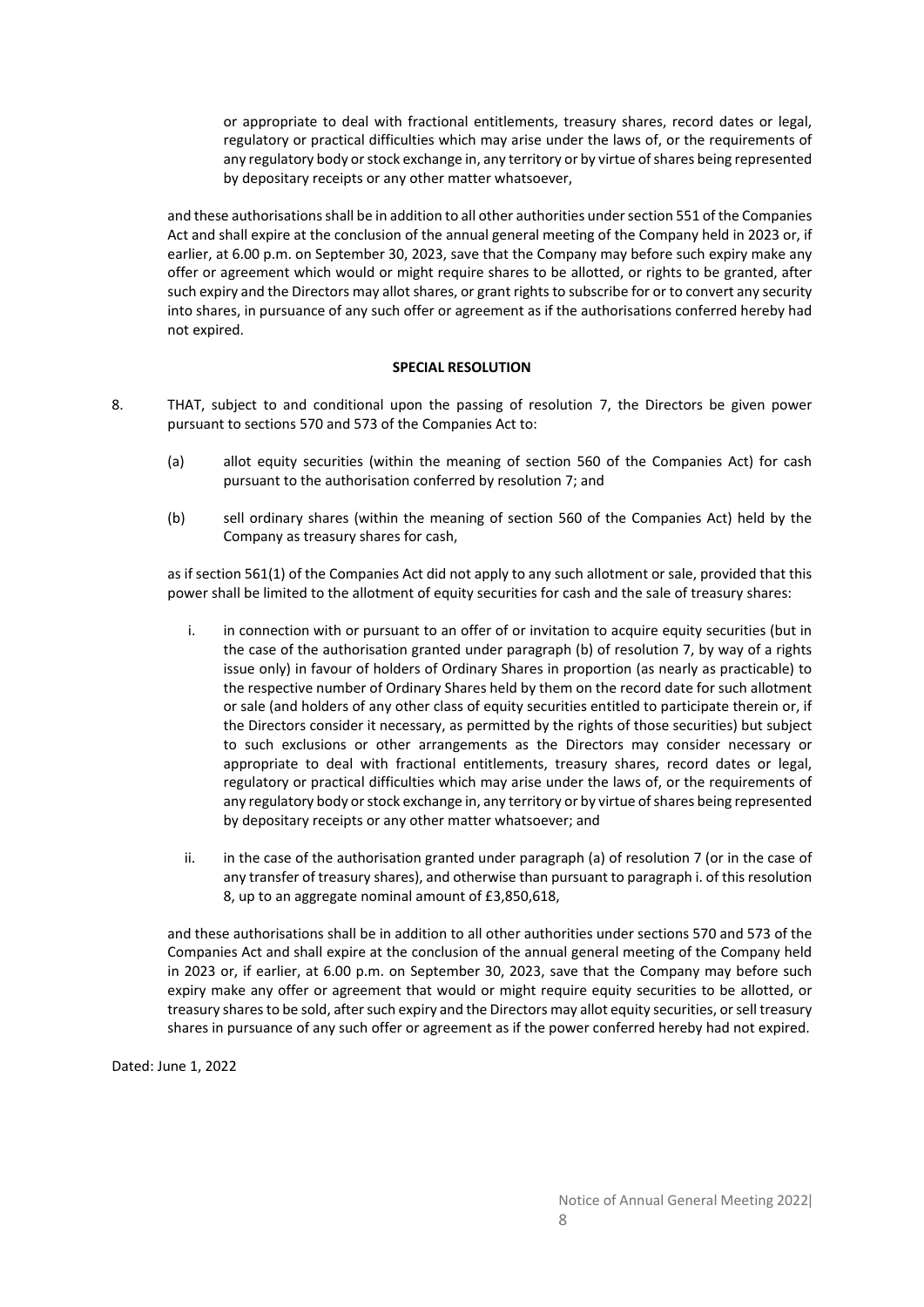or appropriate to deal with fractional entitlements, treasury shares, record dates or legal, regulatory or practical difficulties which may arise under the laws of, or the requirements of any regulatory body or stock exchange in, any territory or by virtue of shares being represented by depositary receipts or any other matter whatsoever,

and these authorisations shall be in addition to all other authorities under section 551 of the Companies Act and shall expire at the conclusion of the annual general meeting of the Company held in 2023 or, if earlier, at 6.00 p.m. on September 30, 2023, save that the Company may before such expiry make any offer or agreement which would or might require shares to be allotted, or rights to be granted, after such expiry and the Directors may allot shares, or grant rights to subscribe for or to convert any security into shares, in pursuance of any such offer or agreement as if the authorisations conferred hereby had not expired.

**SPECIAL RESOLUTION**

8. THAT, subject to and conditional upon the passing of resolution 7, the Directors be given power pursuant to sections 570 and 573 of the Companies Act to:

   (a) allot equity securities (within the meaning of section 560 of the Companies Act) for cash pursuant to the authorisation conferred by resolution 7; and

   (b) sell ordinary shares (within the meaning of section 560 of the Companies Act) held by the Company as treasury shares for cash,

   as if section 561(1) of the Companies Act did not apply to any such allotment or sale, provided that this power shall be limited to the allotment of equity securities for cash and the sale of treasury shares:

   i. in connection with or pursuant to an offer of or invitation to acquire equity securities (but in the case of the authorisation granted under paragraph (b) of resolution 7, by way of a rights issue only) in favour of holders of Ordinary Shares in proportion (as nearly as practicable) to the respective number of Ordinary Shares held by them on the record date for such allotment or sale (and holders of any other class of equity securities entitled to participate therein or, if the Directors consider it necessary, as permitted by the rights of those securities) but subject to such exclusions or other arrangements as the Directors may consider necessary or appropriate to deal with fractional entitlements, treasury shares, record dates or legal, regulatory or practical difficulties which may arise under the laws of, or the requirements of any regulatory body or stock exchange in, any territory or by virtue of shares being represented by depositary receipts or any other matter whatsoever; and

   ii. in the case of the authorisation granted under paragraph (a) of resolution 7 (or in the case of any transfer of treasury shares), and otherwise than pursuant to paragraph i. of this resolution 8, up to an aggregate nominal amount of £3,850,618,

   and these authorisations shall be in addition to all other authorities under sections 570 and 573 of the Companies Act and shall expire at the conclusion of the annual general meeting of the Company held in 2023 or, if earlier, at 6.00 p.m. on September 30, 2023, save that the Company may before such expiry make any offer or agreement that would or might require equity securities to be allotted, or treasury shares to be sold, after such expiry and the Directors may allot equity securities, or sell treasury shares in pursuance of any such offer or agreement as if the power conferred hereby had not expired.

Dated: June 1, 2022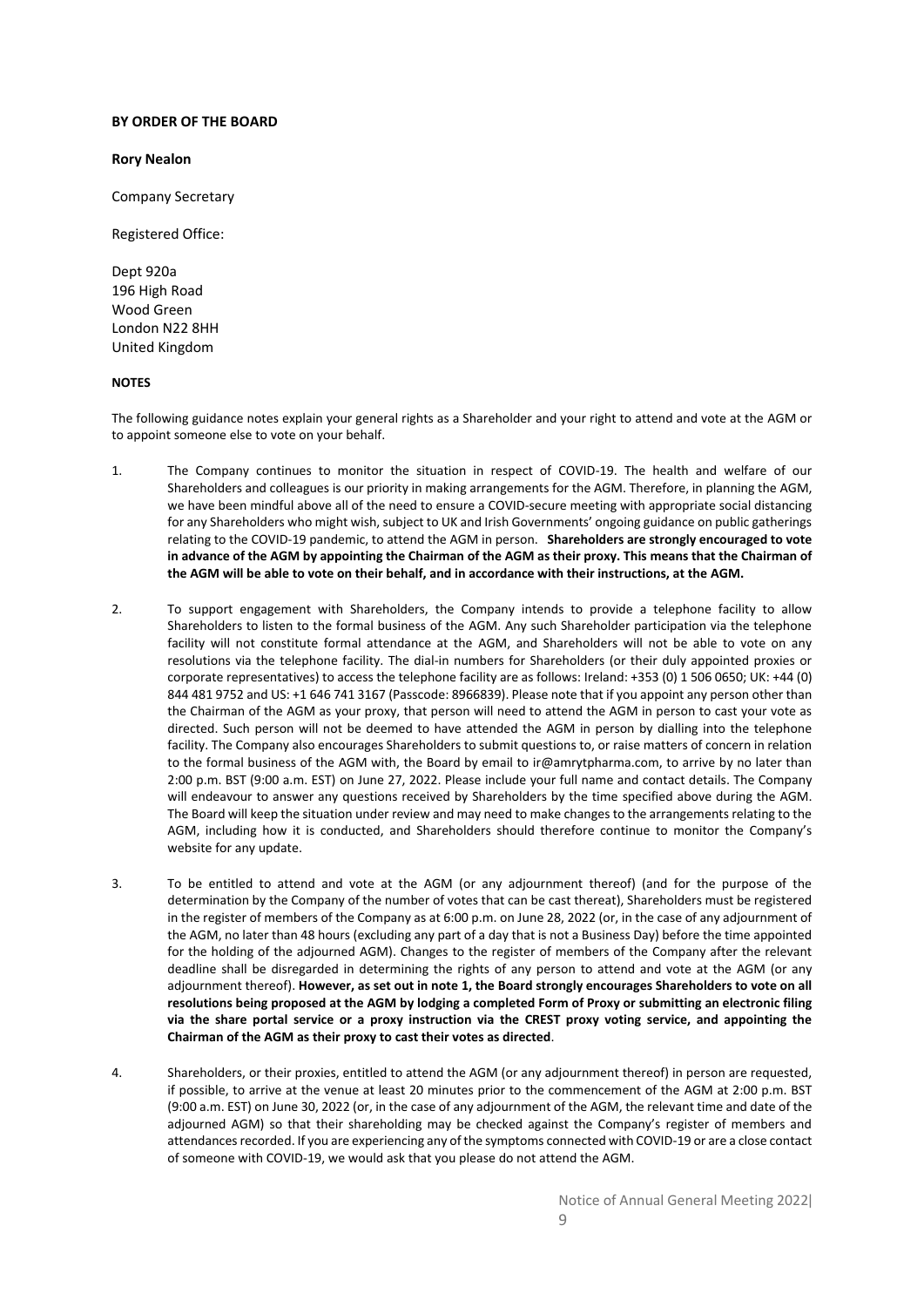**BY ORDER OF THE BOARD**

**Rory Nealon**

Company Secretary

Registered Office:

Dept 920a
196 High Road
Wood Green
London N22 8HH
United Kingdom

**NOTES**

The following guidance notes explain your general rights as a Shareholder and your right to attend and vote at the AGM or to appoint someone else to vote on your behalf.

1. The Company continues to monitor the situation in respect of COVID-19. The health and welfare of our Shareholders and colleagues is our priority in making arrangements for the AGM. Therefore, in planning the AGM, we have been mindful above all of the need to ensure a COVID-secure meeting with appropriate social distancing for any Shareholders who might wish, subject to UK and Irish Governments' ongoing guidance on public gatherings relating to the COVID-19 pandemic, to attend the AGM in person. **Shareholders are strongly encouraged to vote in advance of the AGM by appointing the Chairman of the AGM as their proxy. This means that the Chairman of the AGM will be able to vote on their behalf, and in accordance with their instructions, at the AGM.**

2. To support engagement with Shareholders, the Company intends to provide a telephone facility to allow Shareholders to listen to the formal business of the AGM. Any such Shareholder participation via the telephone facility will not constitute formal attendance at the AGM, and Shareholders will not be able to vote on any resolutions via the telephone facility. The dial-in numbers for Shareholders (or their duly appointed proxies or corporate representatives) to access the telephone facility are as follows: Ireland: +353 (0) 1 506 0650; UK: +44 (0) 844 481 9752 and US: +1 646 741 3167 (Passcode: 8966839). Please note that if you appoint any person other than the Chairman of the AGM as your proxy, that person will need to attend the AGM in person to cast your vote as directed. Such person will not be deemed to have attended the AGM in person by dialling into the telephone facility. The Company also encourages Shareholders to submit questions to, or raise matters of concern in relation to the formal business of the AGM with, the Board by email to ir@amrytpharma.com, to arrive by no later than 2:00 p.m. BST (9:00 a.m. EST) on June 27, 2022. Please include your full name and contact details. The Company will endeavour to answer any questions received by Shareholders by the time specified above during the AGM. The Board will keep the situation under review and may need to make changes to the arrangements relating to the AGM, including how it is conducted, and Shareholders should therefore continue to monitor the Company's website for any update.

3. To be entitled to attend and vote at the AGM (or any adjournment thereof) (and for the purpose of the determination by the Company of the number of votes that can be cast thereat), Shareholders must be registered in the register of members of the Company as at 6:00 p.m. on June 28, 2022 (or, in the case of any adjournment of the AGM, no later than 48 hours (excluding any part of a day that is not a Business Day) before the time appointed for the holding of the adjourned AGM). Changes to the register of members of the Company after the relevant deadline shall be disregarded in determining the rights of any person to attend and vote at the AGM (or any adjournment thereof). **However, as set out in note 1, the Board strongly encourages Shareholders to vote on all resolutions being proposed at the AGM by lodging a completed Form of Proxy or submitting an electronic filing via the share portal service or a proxy instruction via the CREST proxy voting service, and appointing the Chairman of the AGM as their proxy to cast their votes as directed**.

4. Shareholders, or their proxies, entitled to attend the AGM (or any adjournment thereof) in person are requested, if possible, to arrive at the venue at least 20 minutes prior to the commencement of the AGM at 2:00 p.m. BST (9:00 a.m. EST) on June 30, 2022 (or, in the case of any adjournment of the AGM, the relevant time and date of the adjourned AGM) so that their shareholding may be checked against the Company's register of members and attendances recorded. If you are experiencing any of the symptoms connected with COVID-19 or are a close contact of someone with COVID-19, we would ask that you please do not attend the AGM.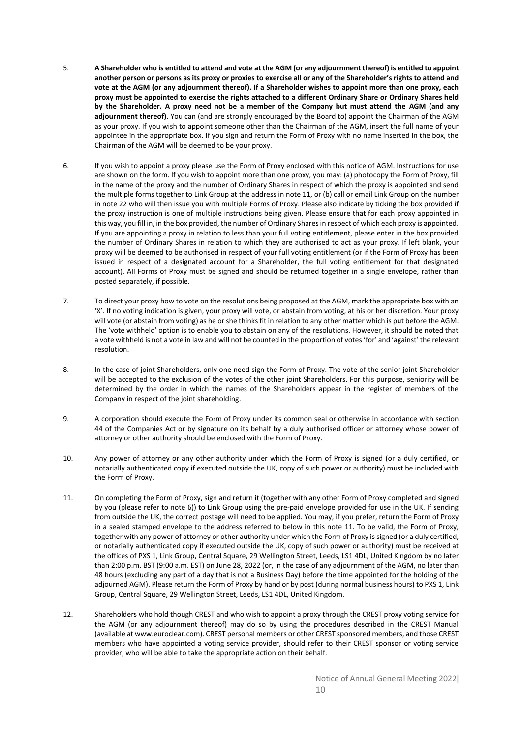5. **A Shareholder who is entitled to attend and vote at the AGM (or any adjournment thereof) is entitled to appoint another person or persons as its proxy or proxies to exercise all or any of the Shareholder's rights to attend and vote at the AGM (or any adjournment thereof). If a Shareholder wishes to appoint more than one proxy, each proxy must be appointed to exercise the rights attached to a different Ordinary Share or Ordinary Shares held by the Shareholder. A proxy need not be a member of the Company but must attend the AGM (and any adjournment thereof)**. You can (and are strongly encouraged by the Board to) appoint the Chairman of the AGM as your proxy. If you wish to appoint someone other than the Chairman of the AGM, insert the full name of your appointee in the appropriate box. If you sign and return the Form of Proxy with no name inserted in the box, the Chairman of the AGM will be deemed to be your proxy.

6. If you wish to appoint a proxy please use the Form of Proxy enclosed with this notice of AGM. Instructions for use are shown on the form. If you wish to appoint more than one proxy, you may: (a) photocopy the Form of Proxy, fill in the name of the proxy and the number of Ordinary Shares in respect of which the proxy is appointed and send the multiple forms together to Link Group at the address in note 11, or (b) call or email Link Group on the number in note 22 who will then issue you with multiple Forms of Proxy. Please also indicate by ticking the box provided if the proxy instruction is one of multiple instructions being given. Please ensure that for each proxy appointed in this way, you fill in, in the box provided, the number of Ordinary Shares in respect of which each proxy is appointed. If you are appointing a proxy in relation to less than your full voting entitlement, please enter in the box provided the number of Ordinary Shares in relation to which they are authorised to act as your proxy. If left blank, your proxy will be deemed to be authorised in respect of your full voting entitlement (or if the Form of Proxy has been issued in respect of a designated account for a Shareholder, the full voting entitlement for that designated account). All Forms of Proxy must be signed and should be returned together in a single envelope, rather than posted separately, if possible.

7. To direct your proxy how to vote on the resolutions being proposed at the AGM, mark the appropriate box with an 'X'. If no voting indication is given, your proxy will vote, or abstain from voting, at his or her discretion. Your proxy will vote (or abstain from voting) as he or she thinks fit in relation to any other matter which is put before the AGM. The 'vote withheld' option is to enable you to abstain on any of the resolutions. However, it should be noted that a vote withheld is not a vote in law and will not be counted in the proportion of votes 'for' and 'against' the relevant resolution.

8. In the case of joint Shareholders, only one need sign the Form of Proxy. The vote of the senior joint Shareholder will be accepted to the exclusion of the votes of the other joint Shareholders. For this purpose, seniority will be determined by the order in which the names of the Shareholders appear in the register of members of the Company in respect of the joint shareholding.

9. A corporation should execute the Form of Proxy under its common seal or otherwise in accordance with section 44 of the Companies Act or by signature on its behalf by a duly authorised officer or attorney whose power of attorney or other authority should be enclosed with the Form of Proxy.

10. Any power of attorney or any other authority under which the Form of Proxy is signed (or a duly certified, or notarially authenticated copy if executed outside the UK, copy of such power or authority) must be included with the Form of Proxy.

11. On completing the Form of Proxy, sign and return it (together with any other Form of Proxy completed and signed by you (please refer to note 6)) to Link Group using the pre-paid envelope provided for use in the UK. If sending from outside the UK, the correct postage will need to be applied. You may, if you prefer, return the Form of Proxy in a sealed stamped envelope to the address referred to below in this note 11. To be valid, the Form of Proxy, together with any power of attorney or other authority under which the Form of Proxy is signed (or a duly certified, or notarially authenticated copy if executed outside the UK, copy of such power or authority) must be received at the offices of PXS 1, Link Group, Central Square, 29 Wellington Street, Leeds, LS1 4DL, United Kingdom by no later than 2:00 p.m. BST (9:00 a.m. EST) on June 28, 2022 (or, in the case of any adjournment of the AGM, no later than 48 hours (excluding any part of a day that is not a Business Day) before the time appointed for the holding of the adjourned AGM). Please return the Form of Proxy by hand or by post (during normal business hours) to PXS 1, Link Group, Central Square, 29 Wellington Street, Leeds, LS1 4DL, United Kingdom.

12. Shareholders who hold though CREST and who wish to appoint a proxy through the CREST proxy voting service for the AGM (or any adjournment thereof) may do so by using the procedures described in the CREST Manual (available at www.euroclear.com). CREST personal members or other CREST sponsored members, and those CREST members who have appointed a voting service provider, should refer to their CREST sponsor or voting service provider, who will be able to take the appropriate action on their behalf.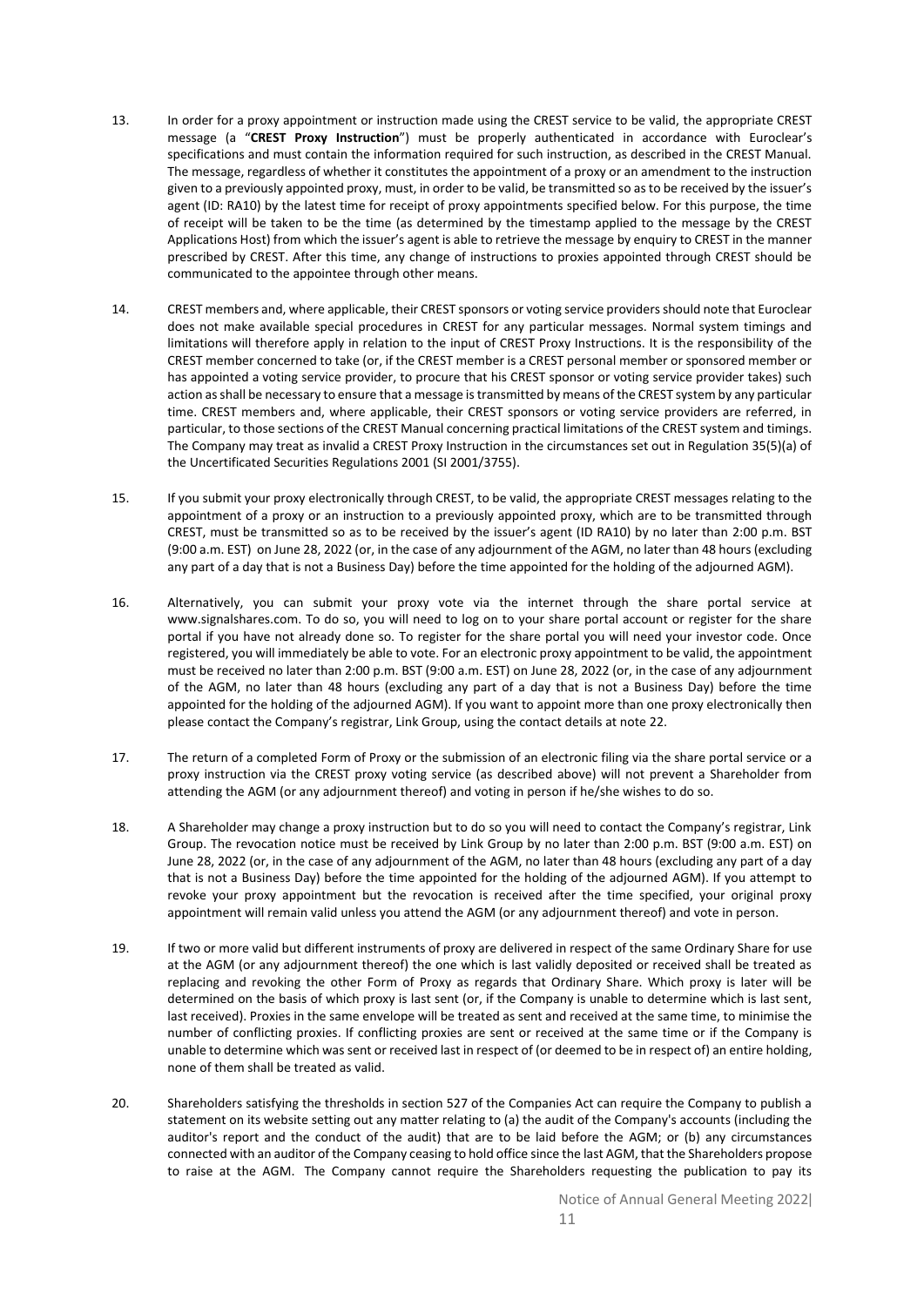13. In order for a proxy appointment or instruction made using the CREST service to be valid, the appropriate CREST message (a "**CREST Proxy Instruction**") must be properly authenticated in accordance with Euroclear's specifications and must contain the information required for such instruction, as described in the CREST Manual. The message, regardless of whether it constitutes the appointment of a proxy or an amendment to the instruction given to a previously appointed proxy, must, in order to be valid, be transmitted so as to be received by the issuer's agent (ID: RA10) by the latest time for receipt of proxy appointments specified below. For this purpose, the time of receipt will be taken to be the time (as determined by the timestamp applied to the message by the CREST Applications Host) from which the issuer's agent is able to retrieve the message by enquiry to CREST in the manner prescribed by CREST. After this time, any change of instructions to proxies appointed through CREST should be communicated to the appointee through other means.

14. CREST members and, where applicable, their CREST sponsors or voting service providers should note that Euroclear does not make available special procedures in CREST for any particular messages. Normal system timings and limitations will therefore apply in relation to the input of CREST Proxy Instructions. It is the responsibility of the CREST member concerned to take (or, if the CREST member is a CREST personal member or sponsored member or has appointed a voting service provider, to procure that his CREST sponsor or voting service provider takes) such action as shall be necessary to ensure that a message is transmitted by means of the CREST system by any particular time. CREST members and, where applicable, their CREST sponsors or voting service providers are referred, in particular, to those sections of the CREST Manual concerning practical limitations of the CREST system and timings. The Company may treat as invalid a CREST Proxy Instruction in the circumstances set out in Regulation 35(5)(a) of the Uncertificated Securities Regulations 2001 (SI 2001/3755).

15. If you submit your proxy electronically through CREST, to be valid, the appropriate CREST messages relating to the appointment of a proxy or an instruction to a previously appointed proxy, which are to be transmitted through CREST, must be transmitted so as to be received by the issuer's agent (ID RA10) by no later than 2:00 p.m. BST (9:00 a.m. EST) on June 28, 2022 (or, in the case of any adjournment of the AGM, no later than 48 hours (excluding any part of a day that is not a Business Day) before the time appointed for the holding of the adjourned AGM).

16. Alternatively, you can submit your proxy vote via the internet through the share portal service at www.signalshares.com. To do so, you will need to log on to your share portal account or register for the share portal if you have not already done so. To register for the share portal you will need your investor code. Once registered, you will immediately be able to vote. For an electronic proxy appointment to be valid, the appointment must be received no later than 2:00 p.m. BST (9:00 a.m. EST) on June 28, 2022 (or, in the case of any adjournment of the AGM, no later than 48 hours (excluding any part of a day that is not a Business Day) before the time appointed for the holding of the adjourned AGM). If you want to appoint more than one proxy electronically then please contact the Company's registrar, Link Group, using the contact details at note 22.

17. The return of a completed Form of Proxy or the submission of an electronic filing via the share portal service or a proxy instruction via the CREST proxy voting service (as described above) will not prevent a Shareholder from attending the AGM (or any adjournment thereof) and voting in person if he/she wishes to do so.

18. A Shareholder may change a proxy instruction but to do so you will need to contact the Company's registrar, Link Group. The revocation notice must be received by Link Group by no later than 2:00 p.m. BST (9:00 a.m. EST) on June 28, 2022 (or, in the case of any adjournment of the AGM, no later than 48 hours (excluding any part of a day that is not a Business Day) before the time appointed for the holding of the adjourned AGM). If you attempt to revoke your proxy appointment but the revocation is received after the time specified, your original proxy appointment will remain valid unless you attend the AGM (or any adjournment thereof) and vote in person.

19. If two or more valid but different instruments of proxy are delivered in respect of the same Ordinary Share for use at the AGM (or any adjournment thereof) the one which is last validly deposited or received shall be treated as replacing and revoking the other Form of Proxy as regards that Ordinary Share. Which proxy is later will be determined on the basis of which proxy is last sent (or, if the Company is unable to determine which is last sent, last received). Proxies in the same envelope will be treated as sent and received at the same time, to minimise the number of conflicting proxies. If conflicting proxies are sent or received at the same time or if the Company is unable to determine which was sent or received last in respect of (or deemed to be in respect of) an entire holding, none of them shall be treated as valid.

20. Shareholders satisfying the thresholds in section 527 of the Companies Act can require the Company to publish a statement on its website setting out any matter relating to (a) the audit of the Company's accounts (including the auditor's report and the conduct of the audit) that are to be laid before the AGM; or (b) any circumstances connected with an auditor of the Company ceasing to hold office since the last AGM, that the Shareholders propose to raise at the AGM. The Company cannot require the Shareholders requesting the publication to pay its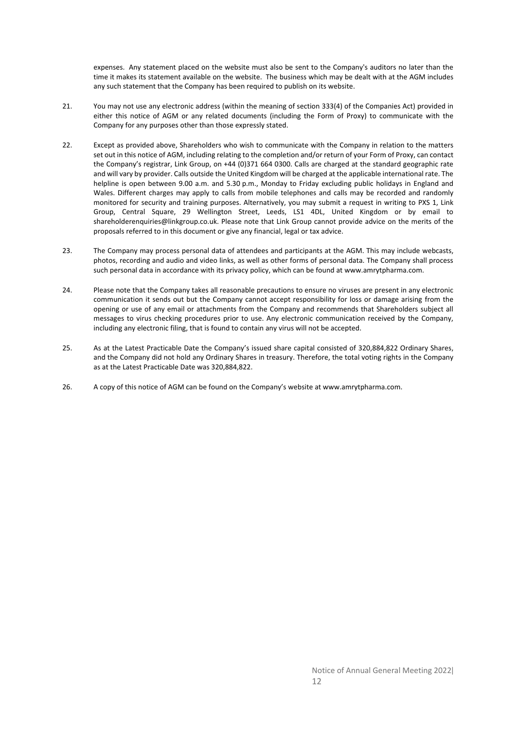expenses. Any statement placed on the website must also be sent to the Company's auditors no later than the time it makes its statement available on the website. The business which may be dealt with at the AGM includes any such statement that the Company has been required to publish on its website.

21. You may not use any electronic address (within the meaning of section 333(4) of the Companies Act) provided in either this notice of AGM or any related documents (including the Form of Proxy) to communicate with the Company for any purposes other than those expressly stated.

22. Except as provided above, Shareholders who wish to communicate with the Company in relation to the matters set out in this notice of AGM, including relating to the completion and/or return of your Form of Proxy, can contact the Company's registrar, Link Group, on +44 (0)371 664 0300. Calls are charged at the standard geographic rate and will vary by provider. Calls outside the United Kingdom will be charged at the applicable international rate. The helpline is open between 9.00 a.m. and 5.30 p.m., Monday to Friday excluding public holidays in England and Wales. Different charges may apply to calls from mobile telephones and calls may be recorded and randomly monitored for security and training purposes. Alternatively, you may submit a request in writing to PXS 1, Link Group, Central Square, 29 Wellington Street, Leeds, LS1 4DL, United Kingdom or by email to shareholderenquiries@linkgroup.co.uk. Please note that Link Group cannot provide advice on the merits of the proposals referred to in this document or give any financial, legal or tax advice.

23. The Company may process personal data of attendees and participants at the AGM. This may include webcasts, photos, recording and audio and video links, as well as other forms of personal data. The Company shall process such personal data in accordance with its privacy policy, which can be found at www.amrytpharma.com.

24. Please note that the Company takes all reasonable precautions to ensure no viruses are present in any electronic communication it sends out but the Company cannot accept responsibility for loss or damage arising from the opening or use of any email or attachments from the Company and recommends that Shareholders subject all messages to virus checking procedures prior to use. Any electronic communication received by the Company, including any electronic filing, that is found to contain any virus will not be accepted.

25. As at the Latest Practicable Date the Company's issued share capital consisted of 320,884,822 Ordinary Shares, and the Company did not hold any Ordinary Shares in treasury. Therefore, the total voting rights in the Company as at the Latest Practicable Date was 320,884,822.

26. A copy of this notice of AGM can be found on the Company's website at www.amrytpharma.com.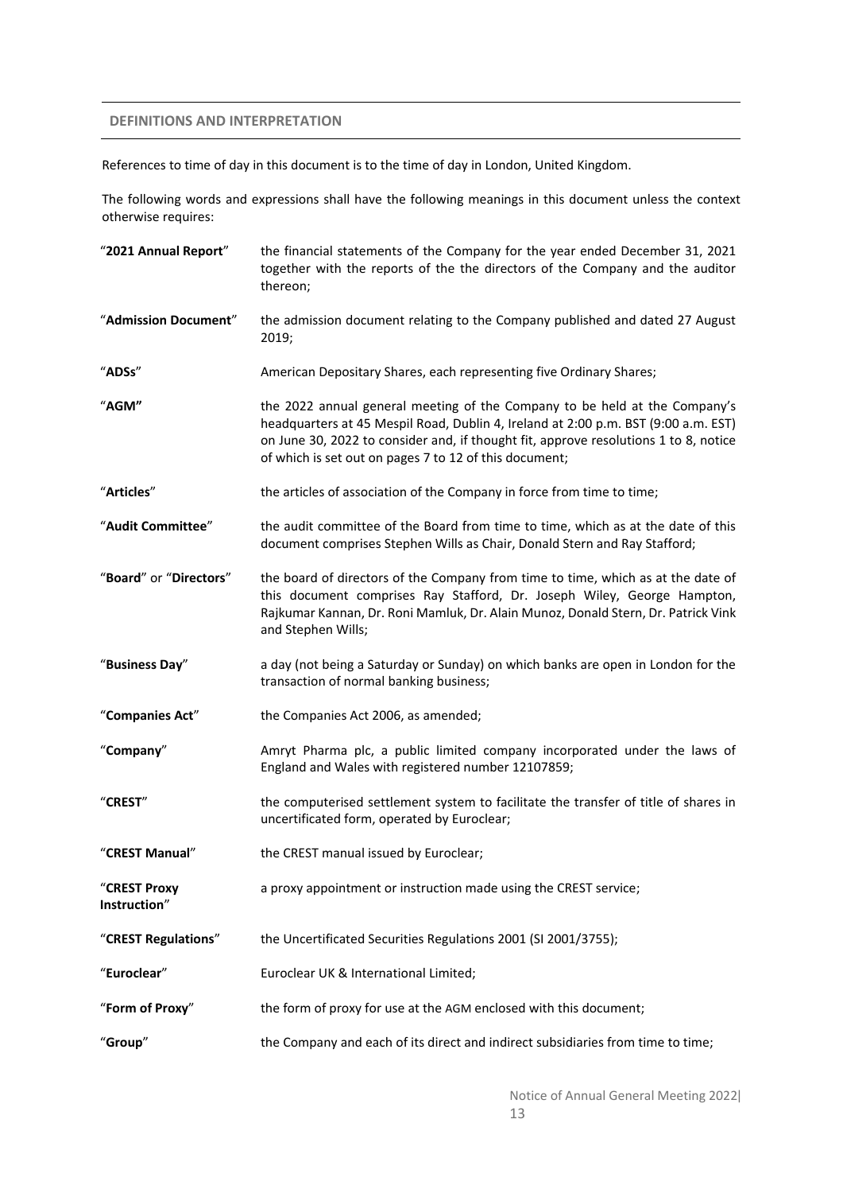## DEFINITIONS AND INTERPRETATION

References to time of day in this document is to the time of day in London, United Kingdom.

The following words and expressions shall have the following meanings in this document unless the context otherwise requires:

| | |
|---|---|
| "**2021 Annual Report**" | the financial statements of the Company for the year ended December 31, 2021 together with the reports of the the directors of the Company and the auditor thereon; |
| "**Admission Document**" | the admission document relating to the Company published and dated 27 August 2019; |
| "**ADSs**" | American Depositary Shares, each representing five Ordinary Shares; |
| "**AGM"** | the 2022 annual general meeting of the Company to be held at the Company's headquarters at 45 Mespil Road, Dublin 4, Ireland at 2:00 p.m. BST (9:00 a.m. EST) on June 30, 2022 to consider and, if thought fit, approve resolutions 1 to 8, notice of which is set out on pages 7 to 12 of this document; |
| "**Articles**" | the articles of association of the Company in force from time to time; |
| "**Audit Committee**" | the audit committee of the Board from time to time, which as at the date of this document comprises Stephen Wills as Chair, Donald Stern and Ray Stafford; |
| "**Board**" or "**Directors**" | the board of directors of the Company from time to time, which as at the date of this document comprises Ray Stafford, Dr. Joseph Wiley, George Hampton, Rajkumar Kannan, Dr. Roni Mamluk, Dr. Alain Munoz, Donald Stern, Dr. Patrick Vink and Stephen Wills; |
| "**Business Day**" | a day (not being a Saturday or Sunday) on which banks are open in London for the transaction of normal banking business; |
| "**Companies Act**" | the Companies Act 2006, as amended; |
| "**Company**" | Amryt Pharma plc, a public limited company incorporated under the laws of England and Wales with registered number 12107859; |
| "**CREST**" | the computerised settlement system to facilitate the transfer of title of shares in uncertificated form, operated by Euroclear; |
| "**CREST Manual**" | the CREST manual issued by Euroclear; |
| "**CREST Proxy Instruction**" | a proxy appointment or instruction made using the CREST service; |
| "**CREST Regulations**" | the Uncertificated Securities Regulations 2001 (SI 2001/3755); |
| "**Euroclear**" | Euroclear UK & International Limited; |
| "**Form of Proxy**" | the form of proxy for use at the AGM enclosed with this document; |
| "**Group**" | the Company and each of its direct and indirect subsidiaries from time to time; |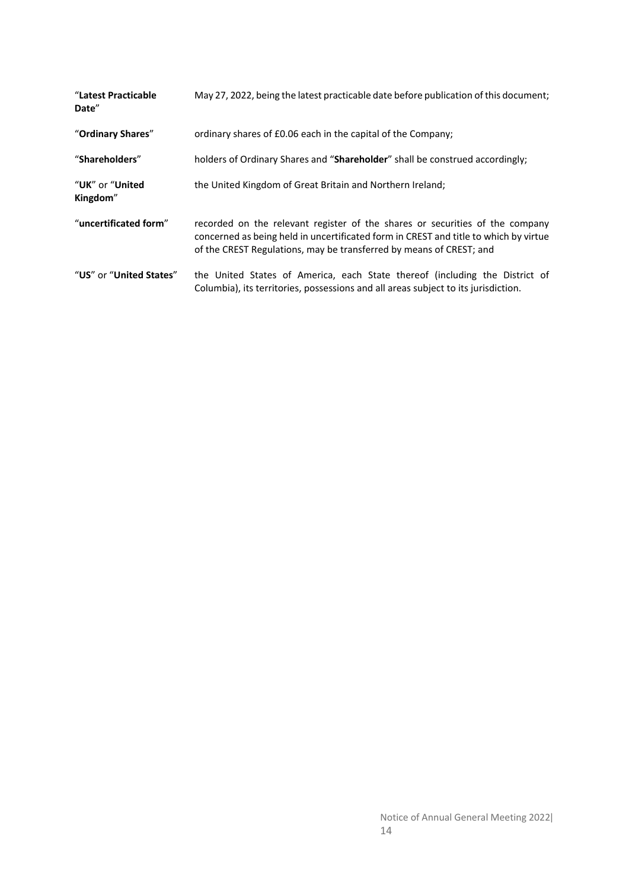| | |
|---|---|
| "**Latest Practicable Date**" | May 27, 2022, being the latest practicable date before publication of this document; |
| "**Ordinary Shares**" | ordinary shares of £0.06 each in the capital of the Company; |
| "**Shareholders**" | holders of Ordinary Shares and "**Shareholder**" shall be construed accordingly; |
| "**UK**" or "**United Kingdom**" | the United Kingdom of Great Britain and Northern Ireland; |
| "**uncertificated form**" | recorded on the relevant register of the shares or securities of the company concerned as being held in uncertificated form in CREST and title to which by virtue of the CREST Regulations, may be transferred by means of CREST; and |
| "**US**" or "**United States**" | the United States of America, each State thereof (including the District of Columbia), its territories, possessions and all areas subject to its jurisdiction. |